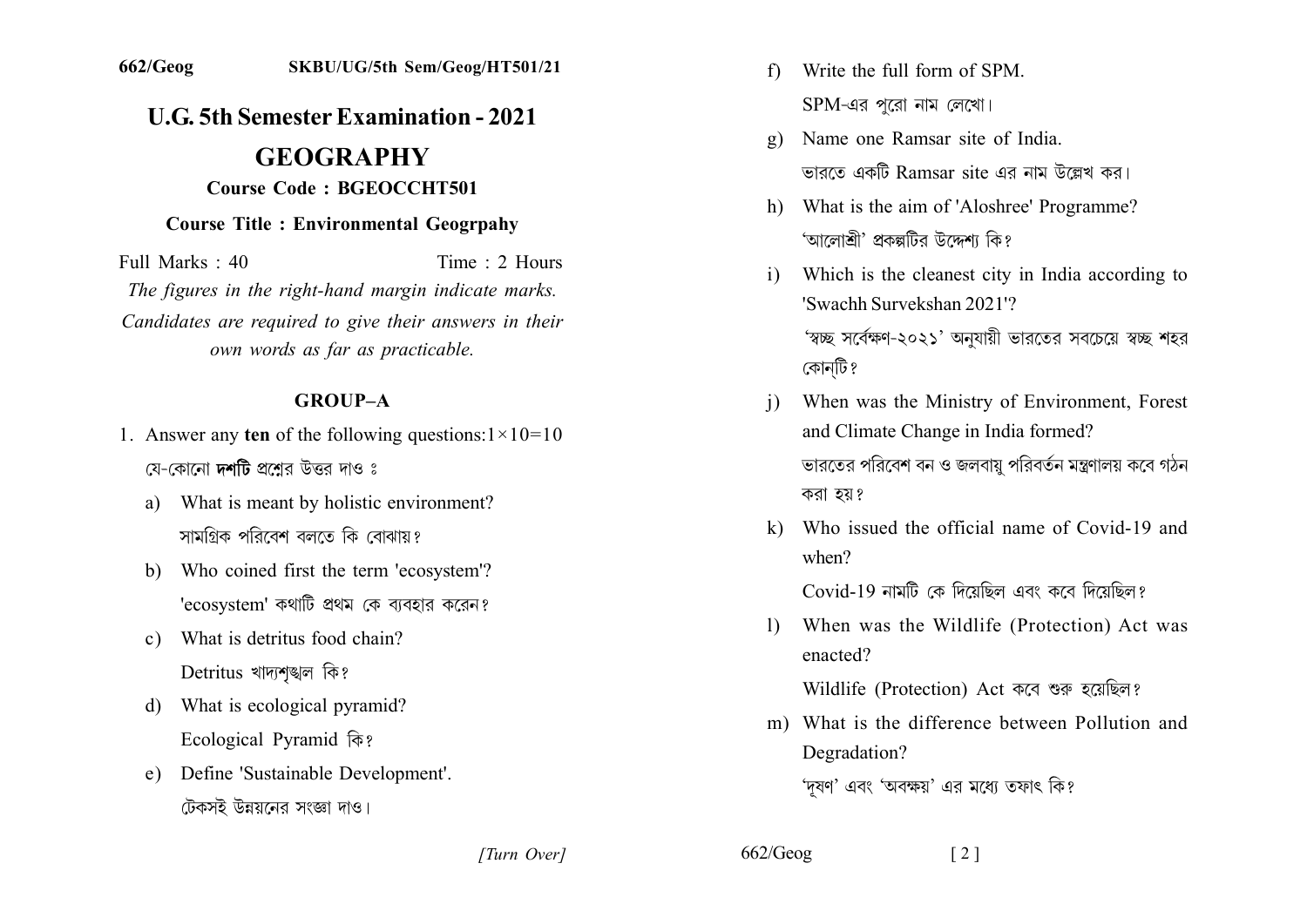662/Geog SKBU/UG/5th Sem/Geog/HT501/21

# U.G. 5th Semester Examination - 2021

# GEOGRAPHY

**Course Code : BGEOCCHT501**

**Course Title : Environmental Geogrpahy**

Full Marks : 40 Time : 2 Hours

*The figures in the right-hand margin indicate marks.*

*Candidates are required to give their answers in their own words as far as practicable.*

## GROUP–A

1. Answer any **ten** of the following questions: $1\times10=10$

   যে-কোনো **দশটি** প্রশ্নের উত্তর দাও ঃ

   a) What is meant by holistic environment?
   সামগ্রিক পরিবেশ বলতে কি বোঝায়?

   b) Who coined first the term 'ecosystem'?
   'ecosystem' কথাটি প্রথম কে ব্যবহার করেন?

   c) What is detritus food chain?
   Detritus খাদ্যশৃঙ্খল কি?

   d) What is ecological pyramid?
   Ecological Pyramid কি?

   e) Define 'Sustainable Development'.
   টেকসই উন্নয়নের সংজ্ঞা দাও।

   f) Write the full form of SPM.
   SPM-এর পুরো নাম লেখো।

   g) Name one Ramsar site of India.
   ভারতে একটি Ramsar site এর নাম উল্লেখ কর।

   h) What is the aim of 'Aloshree' Programme?
   'আলোশ্রী' প্রকল্পটির উদ্দেশ্য কি?

   i) Which is the cleanest city in India according to 'Swachh Survekshan 2021'?
   'স্বচ্ছ সর্বেক্ষণ-২০২১' অনুযায়ী ভারতের সবচেয়ে স্বচ্ছ শহর কোন্‌টি?

   j) When was the Ministry of Environment, Forest and Climate Change in India formed?
   ভারতের পরিবেশ বন ও জলবায়ু পরিবর্তন মন্ত্রণালয় কবে গঠন করা হয়?

   k) Who issued the official name of Covid-19 and when?
   Covid-19 নামটি কে দিয়েছিল এবং কবে দিয়েছিল?

   l) When was the Wildlife (Protection) Act was enacted?
   Wildlife (Protection) Act কবে শুরু হয়েছিল?

   m) What is the difference between Pollution and Degradation?
   'দূষণ' এবং 'অবক্ষয়' এর মধ্যে তফাৎ কি?

[Turn Over]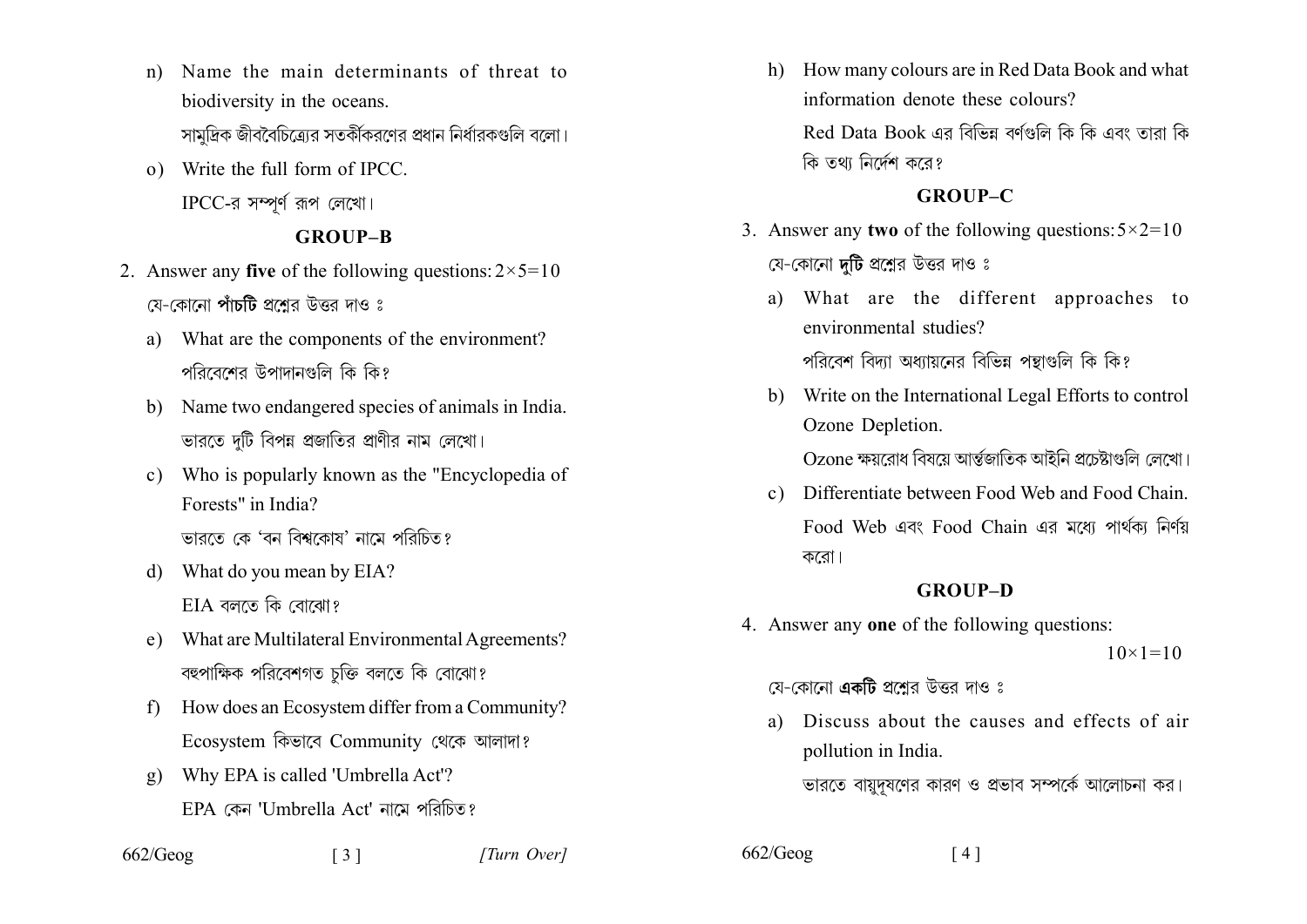n) Name the main determinants of threat to biodiversity in the oceans.

সামুদ্রিক জীববৈচিত্র্যের সতর্কীকরণের প্রধান নির্ধারকগুলি বলো।

o) Write the full form of IPCC.

IPCC-র সম্পূর্ণ রূপ লেখো।

## GROUP–B

2. Answer any **five** of the following questions: $2\times5=10$

যে-কোনো **পাঁচটি** প্রশ্নের উত্তর দাও ঃ

a) What are the components of the environment?

পরিবেশের উপাদানগুলি কি কি?

b) Name two endangered species of animals in India.

ভারতে দুটি বিপন্ন প্রজাতির প্রাণীর নাম লেখো।

c) Who is popularly known as the "Encyclopedia of Forests" in India?

ভারতে কে 'বন বিশ্বকোষ' নামে পরিচিত?

d) What do you mean by EIA?

EIA বলতে কি বোঝো?

e) What are Multilateral Environmental Agreements?

বহুপাক্ষিক পরিবেশগত চুক্তি বলতে কি বোঝো?

f) How does an Ecosystem differ from a Community?

Ecosystem কিভাবে Community থেকে আলাদা?

g) Why EPA is called 'Umbrella Act'?

EPA কেন 'Umbrella Act' নামে পরিচিত?

h) How many colours are in Red Data Book and what information denote these colours?

Red Data Book এর বিভিন্ন বর্ণগুলি কি কি এবং তারা কি কি তথ্য নির্দেশ করে?

## GROUP–C

3. Answer any **two** of the following questions: $5\times2=10$

যে-কোনো **দুটি** প্রশ্নের উত্তর দাও ঃ

a) What are the different approaches to environmental studies?

পরিবেশ বিদ্যা অধ্যায়নের বিভিন্ন পন্থাগুলি কি কি?

b) Write on the International Legal Efforts to control Ozone Depletion.

Ozone ক্ষয়রোধ বিষয়ে আর্ন্তজাতিক আইনি প্রচেষ্টাগুলি লেখো।

c) Differentiate between Food Web and Food Chain.

Food Web এবং Food Chain এর মধ্যে পার্থক্য নির্ণয় করো।

## GROUP–D

4. Answer any **one** of the following questions: $10\times1=10$

যে-কোনো **একটি** প্রশ্নের উত্তর দাও ঃ

a) Discuss about the causes and effects of air pollution in India.

ভারতে বায়ুদূষণের কারণ ও প্রভাব সম্পর্কে আলোচনা কর।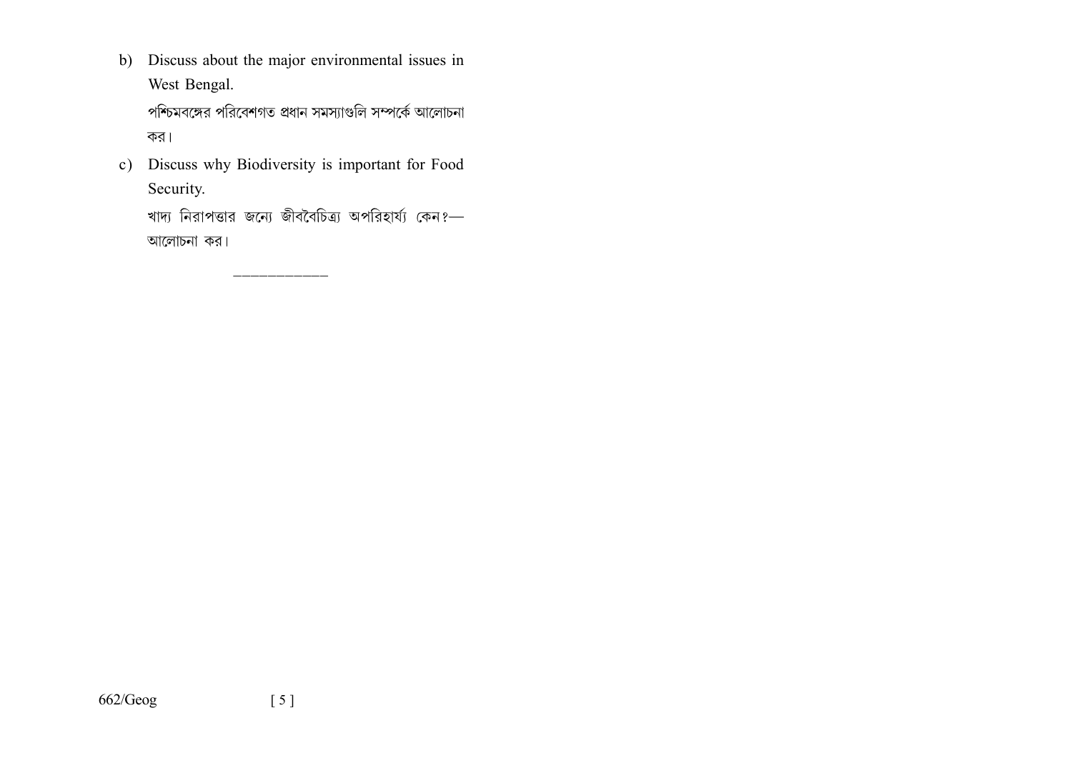b) Discuss about the major environmental issues in West Bengal.

পশ্চিমবঙ্গের পরিবেশগত প্রধান সমস্যাগুলি সম্পর্কে আলোচনা কর।

c) Discuss why Biodiversity is important for Food Security.

খাদ্য নিরাপত্তার জন্যে জীববৈচিত্র্য অপরিহার্য্য কেন?— আলোচনা কর।

———————